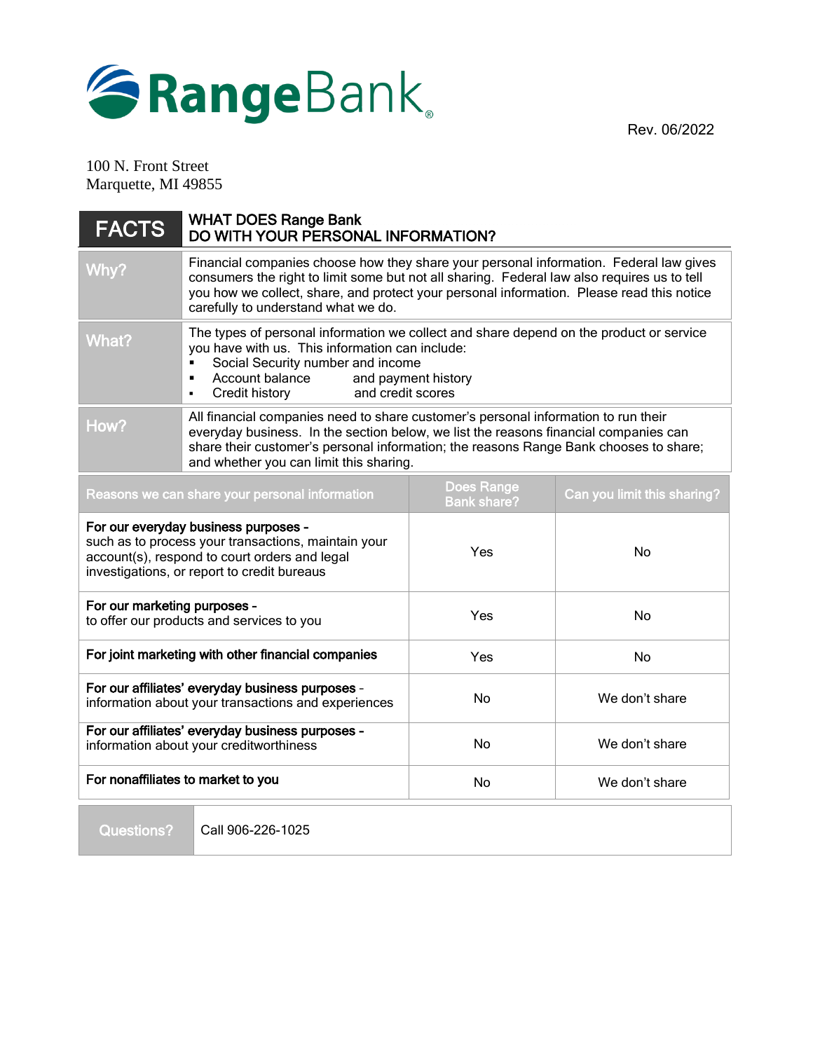RangeBank

Rev. 06/2022

100 N. Front Street
Marquette, MI 49855

| FACTS | WHAT DOES Range Bank DO WITH YOUR PERSONAL INFORMATION? |
|---|---|
| Why? | Financial companies choose how they share your personal information. Federal law gives consumers the right to limit some but not all sharing. Federal law also requires us to tell you how we collect, share, and protect your personal information. Please read this notice carefully to understand what we do. |
| What? | The types of personal information we collect and share depend on the product or service you have with us. This information can include:<br>▪ Social Security number and income<br>▪ Account balance and payment history<br>▪ Credit history and credit scores |
| How? | All financial companies need to share customer's personal information to run their everyday business. In the section below, we list the reasons financial companies can share their customer's personal information; the reasons Range Bank chooses to share; and whether you can limit this sharing. |

| Reasons we can share your personal information | Does Range Bank share? | Can you limit this sharing? |
|---|---|---|
| **For our everyday business purposes** – such as to process your transactions, maintain your account(s), respond to court orders and legal investigations, or report to credit bureaus | Yes | No |
| **For our marketing purposes** – to offer our products and services to you | Yes | No |
| **For joint marketing with other financial companies** | Yes | No |
| **For our affiliates' everyday business purposes** – information about your transactions and experiences | No | We don't share |
| **For our affiliates' everyday business purposes** – information about your creditworthiness | No | We don't share |
| **For nonaffiliates to market to you** | No | We don't share |

| Questions? | Call 906-226-1025 |
|---|---|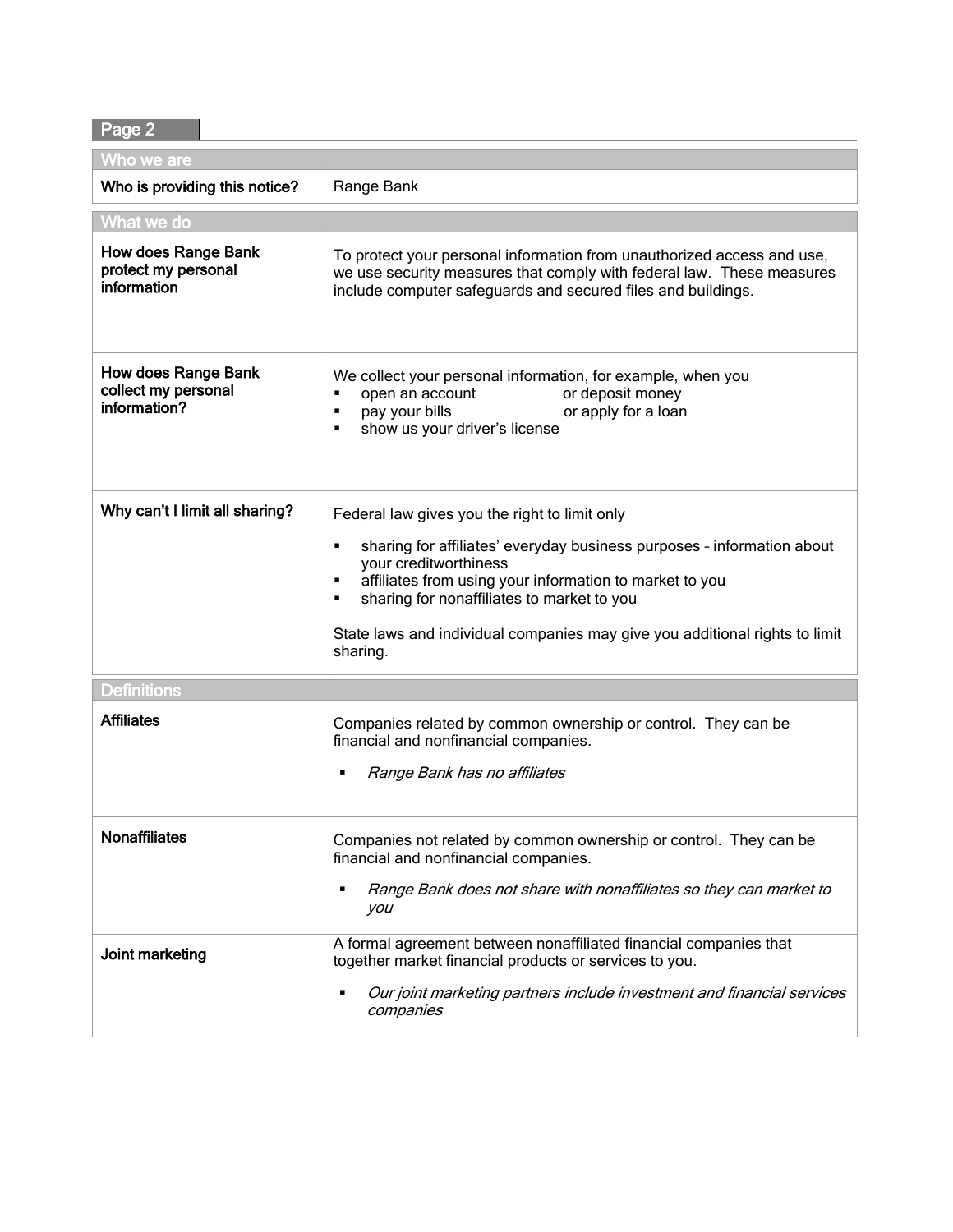## Page 2

| Who we are | |
|---|---|
| **Who is providing this notice?** | Range Bank |

| What we do | |
|---|---|
| **How does Range Bank protect my personal information** | To protect your personal information from unauthorized access and use, we use security measures that comply with federal law. These measures include computer safeguards and secured files and buildings. |
| **How does Range Bank collect my personal information?** | We collect your personal information, for example, when you<br>▪ open an account or deposit money<br>▪ pay your bills or apply for a loan<br>▪ show us your driver's license |
| **Why can't I limit all sharing?** | Federal law gives you the right to limit only<br>▪ sharing for affiliates' everyday business purposes – information about your creditworthiness<br>▪ affiliates from using your information to market to you<br>▪ sharing for nonaffiliates to market to you<br><br>State laws and individual companies may give you additional rights to limit sharing. |

| Definitions | |
|---|---|
| **Affiliates** | Companies related by common ownership or control. They can be financial and nonfinancial companies.<br>▪ *Range Bank has no affiliates* |
| **Nonaffiliates** | Companies not related by common ownership or control. They can be financial and nonfinancial companies.<br>▪ *Range Bank does not share with nonaffiliates so they can market to you* |
| **Joint marketing** | A formal agreement between nonaffiliated financial companies that together market financial products or services to you.<br>▪ *Our joint marketing partners include investment and financial services companies* |